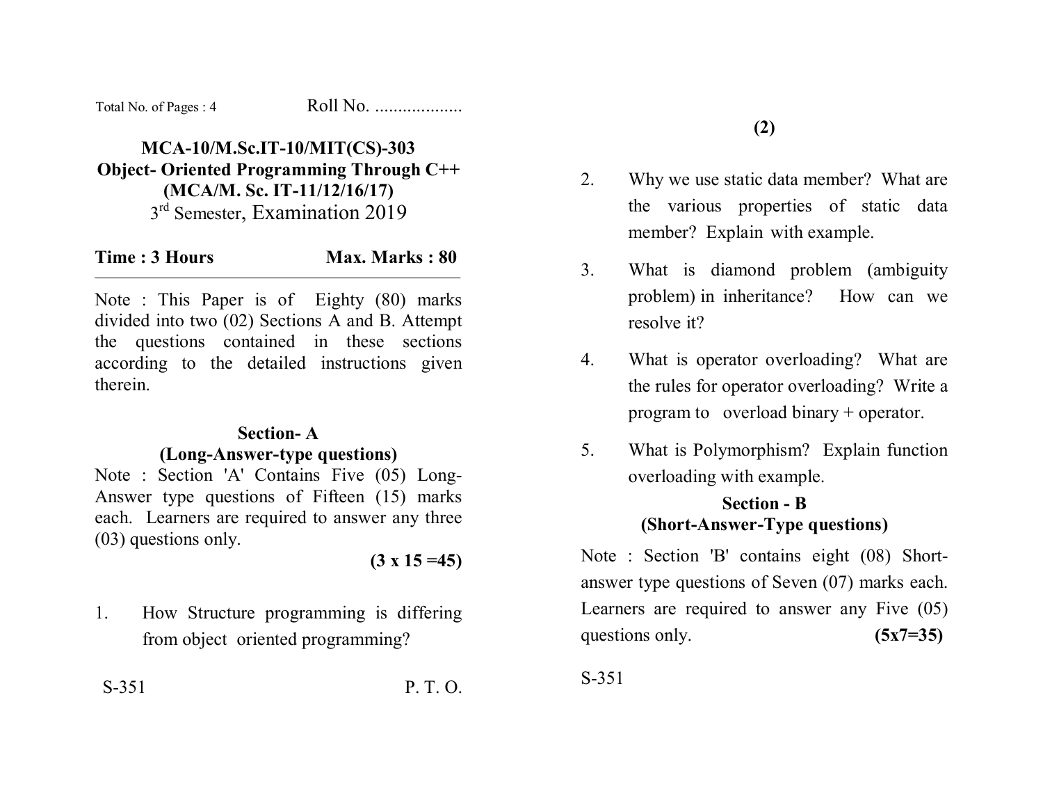Total No. of Pages : 4 Roll No. ..................

# MCA-10/M.Sc.IT-10/MIT(CS)-303
## Object- Oriented Programming Through C++
## (MCA/M. Sc. IT-11/12/16/17)
3rd Semester, Examination 2019

**Time : 3 Hours** **Max. Marks : 80**

Note : This Paper is of Eighty (80) marks divided into two (02) Sections A and B. Attempt the questions contained in these sections according to the detailed instructions given therein.

## Section- A
### (Long-Answer-type questions)

Note : Section 'A' Contains Five (05) Long-Answer type questions of Fifteen (15) marks each. Learners are required to answer any three (03) questions only.

**(3 x 15 =45)**

1. How Structure programming is differing from object oriented programming?

S-351 P. T. O.

2. Why we use static data member? What are the various properties of static data member? Explain with example.

3. What is diamond problem (ambiguity problem) in inheritance? How can we resolve it?

4. What is operator overloading? What are the rules for operator overloading? Write a program to overload binary + operator.

5. What is Polymorphism? Explain function overloading with example.

## Section - B
### (Short-Answer-Type questions)

Note : Section 'B' contains eight (08) Short-answer type questions of Seven (07) marks each. Learners are required to answer any Five (05) questions only. **(5x7=35)**

S-351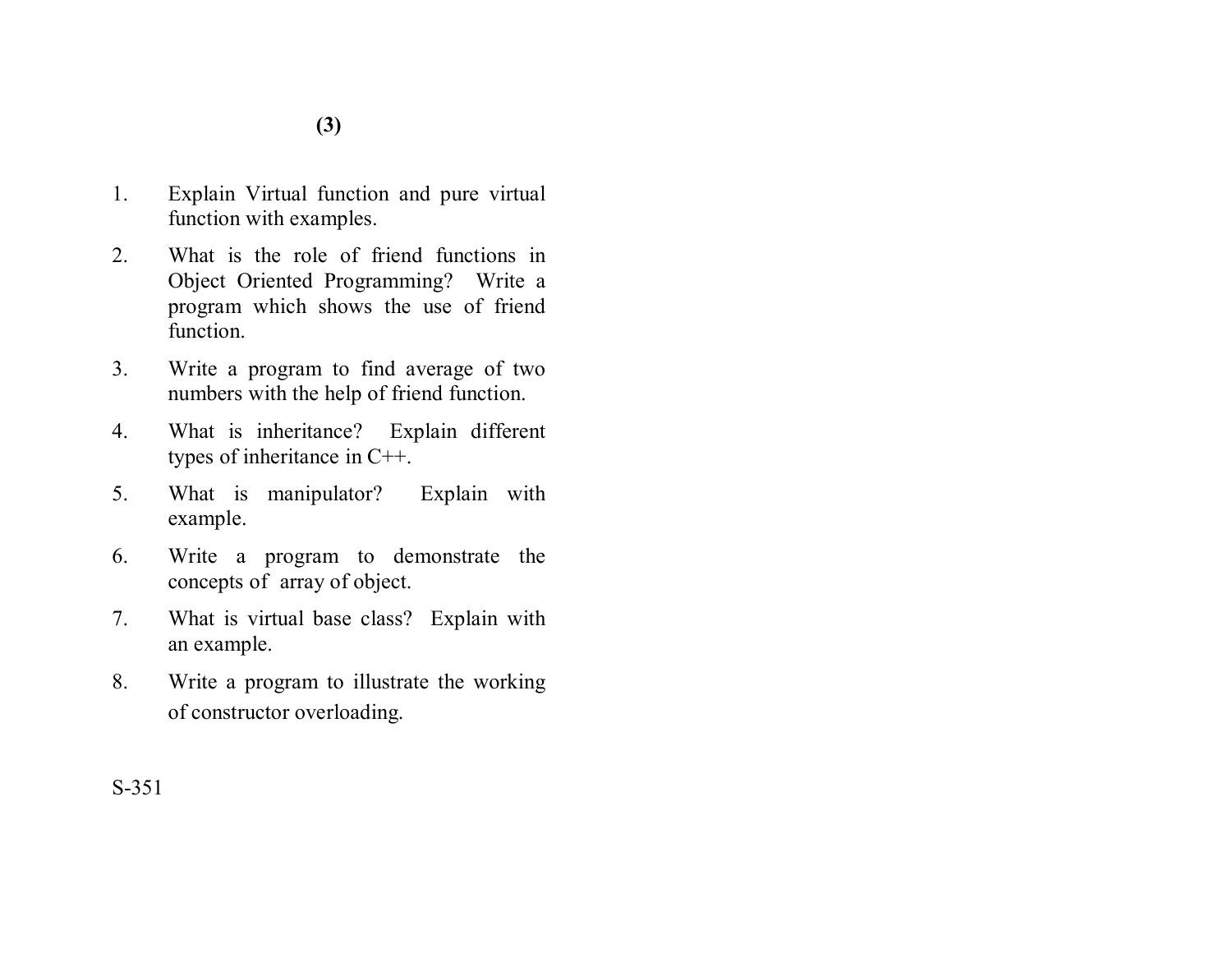1. Explain Virtual function and pure virtual function with examples.
2. What is the role of friend functions in Object Oriented Programming? Write a program which shows the use of friend function.
3. Write a program to find average of two numbers with the help of friend function.
4. What is inheritance? Explain different types of inheritance in C++.
5. What is manipulator? Explain with example.
6. Write a program to demonstrate the concepts of array of object.
7. What is virtual base class? Explain with an example.
8. Write a program to illustrate the working of constructor overloading.